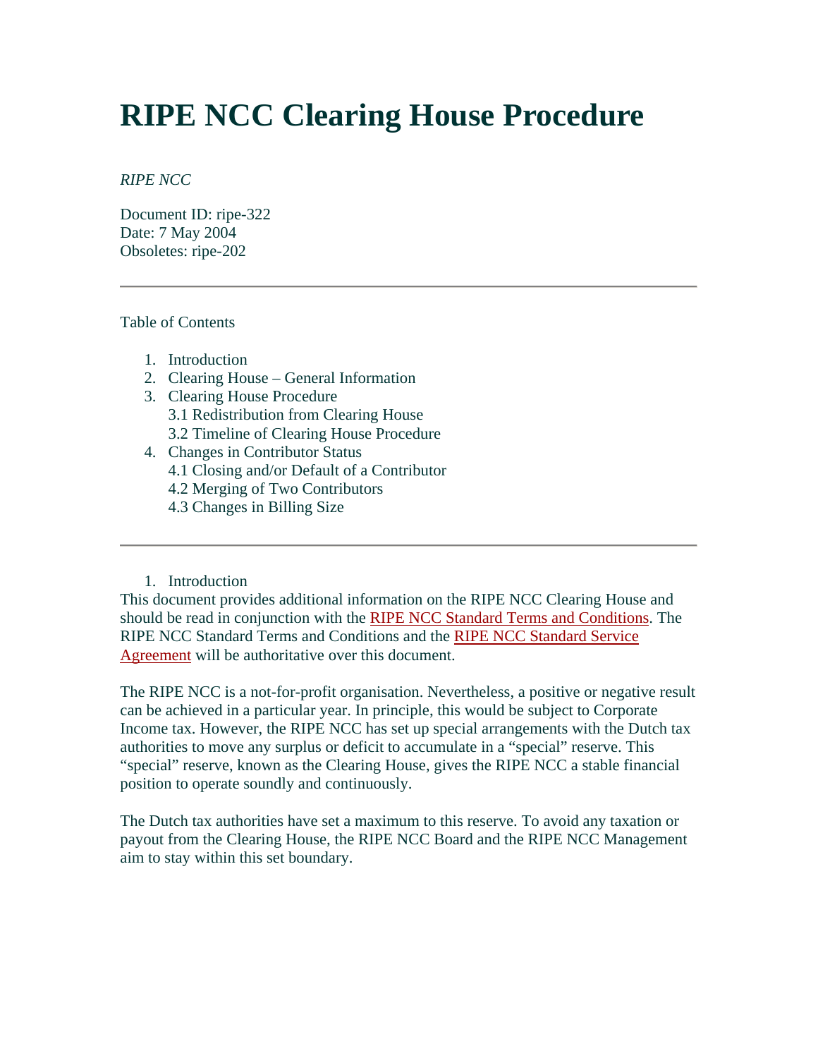# RIPE NCC Clearing House Procedure

*RIPE NCC*

Document ID: ripe-322
Date: 7 May 2004
Obsoletes: ripe-202

---

Table of Contents

1. Introduction
2. Clearing House – General Information
3. Clearing House Procedure
   3.1 Redistribution from Clearing House
   3.2 Timeline of Clearing House Procedure
4. Changes in Contributor Status
   4.1 Closing and/or Default of a Contributor
   4.2 Merging of Two Contributors
   4.3 Changes in Billing Size

---

1. Introduction

This document provides additional information on the RIPE NCC Clearing House and should be read in conjunction with the RIPE NCC Standard Terms and Conditions. The RIPE NCC Standard Terms and Conditions and the RIPE NCC Standard Service Agreement will be authoritative over this document.

The RIPE NCC is a not-for-profit organisation. Nevertheless, a positive or negative result can be achieved in a particular year. In principle, this would be subject to Corporate Income tax. However, the RIPE NCC has set up special arrangements with the Dutch tax authorities to move any surplus or deficit to accumulate in a “special” reserve. This “special” reserve, known as the Clearing House, gives the RIPE NCC a stable financial position to operate soundly and continuously.

The Dutch tax authorities have set a maximum to this reserve. To avoid any taxation or payout from the Clearing House, the RIPE NCC Board and the RIPE NCC Management aim to stay within this set boundary.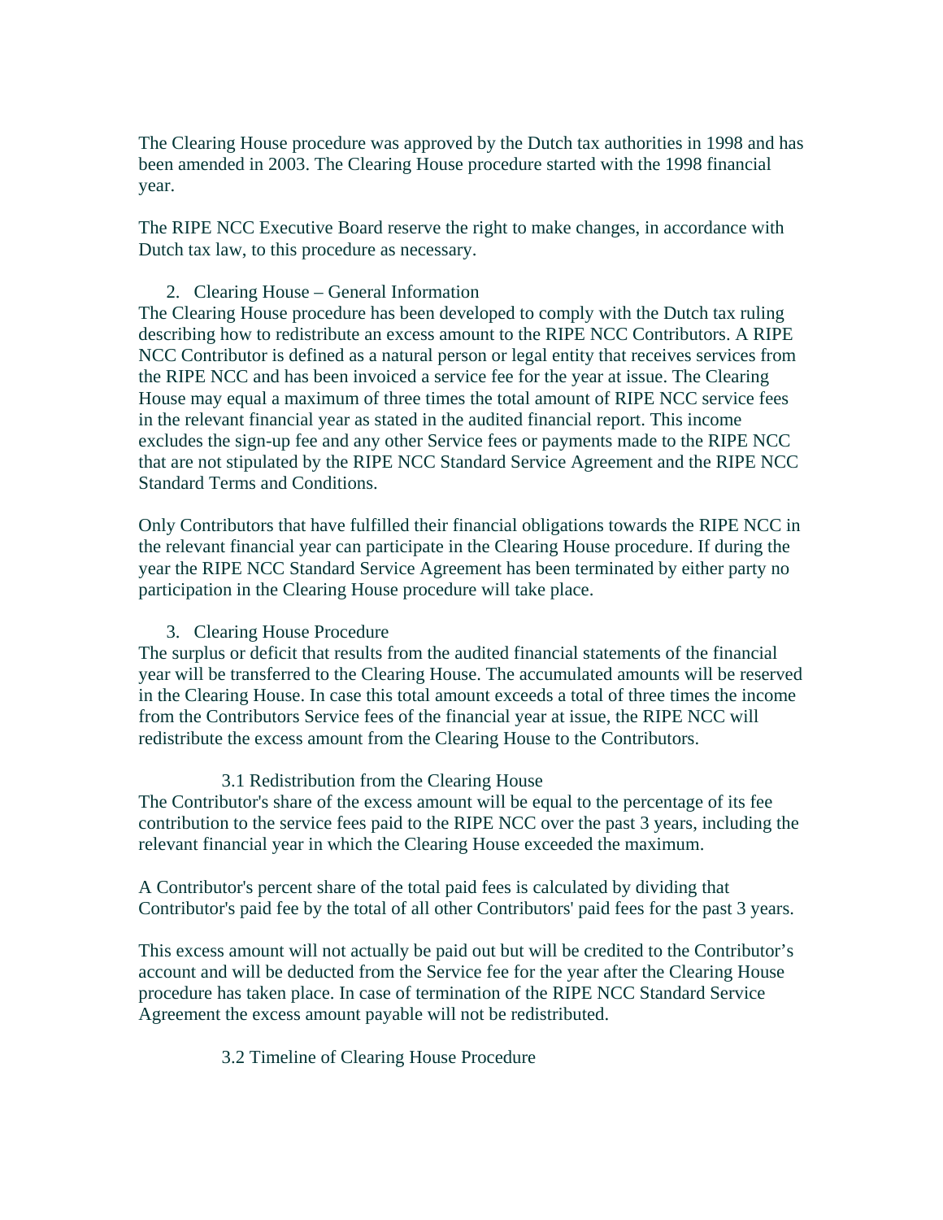The Clearing House procedure was approved by the Dutch tax authorities in 1998 and has been amended in 2003. The Clearing House procedure started with the 1998 financial year.

The RIPE NCC Executive Board reserve the right to make changes, in accordance with Dutch tax law, to this procedure as necessary.

## 2. Clearing House – General Information

The Clearing House procedure has been developed to comply with the Dutch tax ruling describing how to redistribute an excess amount to the RIPE NCC Contributors. A RIPE NCC Contributor is defined as a natural person or legal entity that receives services from the RIPE NCC and has been invoiced a service fee for the year at issue. The Clearing House may equal a maximum of three times the total amount of RIPE NCC service fees in the relevant financial year as stated in the audited financial report. This income excludes the sign-up fee and any other Service fees or payments made to the RIPE NCC that are not stipulated by the RIPE NCC Standard Service Agreement and the RIPE NCC Standard Terms and Conditions.

Only Contributors that have fulfilled their financial obligations towards the RIPE NCC in the relevant financial year can participate in the Clearing House procedure. If during the year the RIPE NCC Standard Service Agreement has been terminated by either party no participation in the Clearing House procedure will take place.

## 3. Clearing House Procedure

The surplus or deficit that results from the audited financial statements of the financial year will be transferred to the Clearing House. The accumulated amounts will be reserved in the Clearing House. In case this total amount exceeds a total of three times the income from the Contributors Service fees of the financial year at issue, the RIPE NCC will redistribute the excess amount from the Clearing House to the Contributors.

### 3.1 Redistribution from the Clearing House

The Contributor's share of the excess amount will be equal to the percentage of its fee contribution to the service fees paid to the RIPE NCC over the past 3 years, including the relevant financial year in which the Clearing House exceeded the maximum.

A Contributor's percent share of the total paid fees is calculated by dividing that Contributor's paid fee by the total of all other Contributors' paid fees for the past 3 years.

This excess amount will not actually be paid out but will be credited to the Contributor's account and will be deducted from the Service fee for the year after the Clearing House procedure has taken place. In case of termination of the RIPE NCC Standard Service Agreement the excess amount payable will not be redistributed.

### 3.2 Timeline of Clearing House Procedure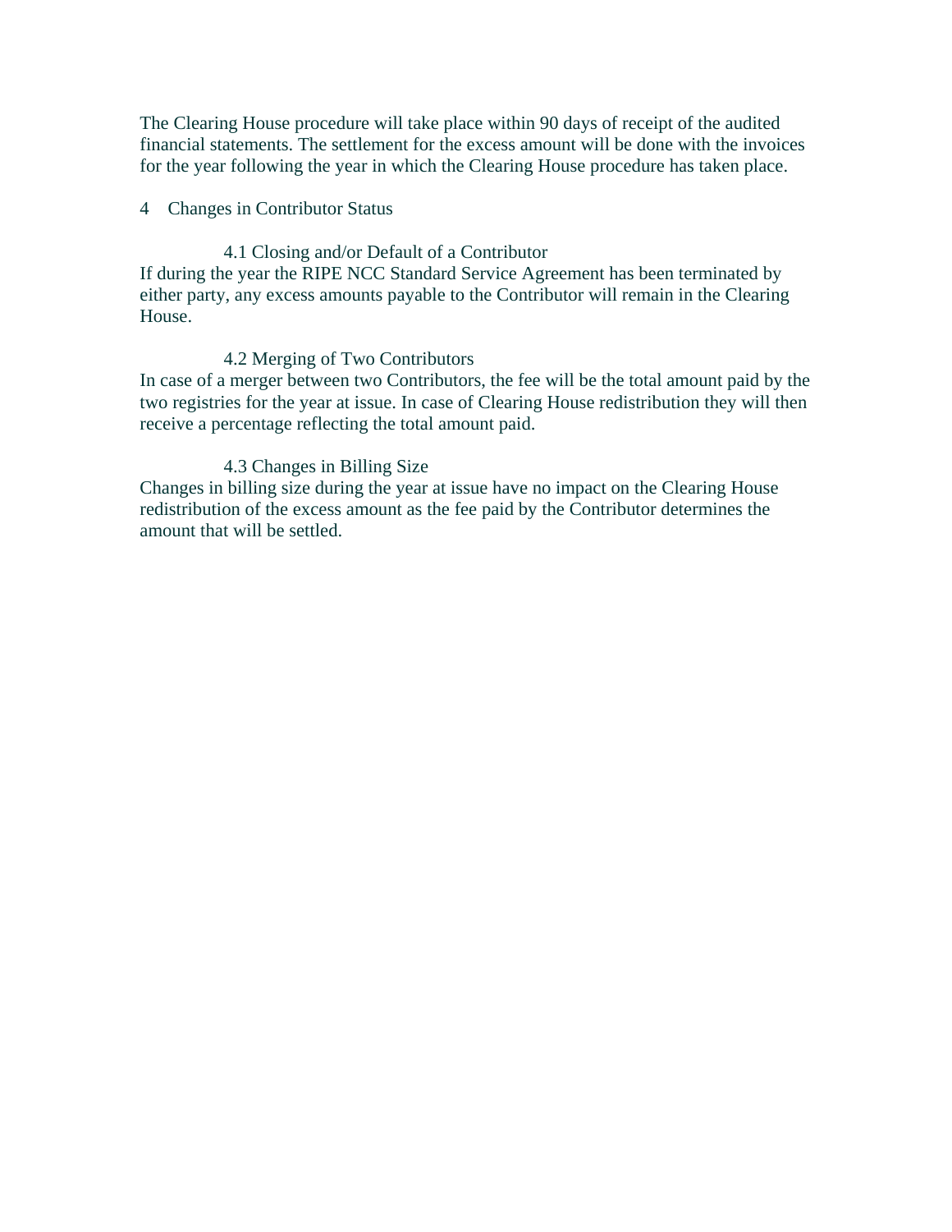The Clearing House procedure will take place within 90 days of receipt of the audited financial statements. The settlement for the excess amount will be done with the invoices for the year following the year in which the Clearing House procedure has taken place.

## 4 Changes in Contributor Status

### 4.1 Closing and/or Default of a Contributor

If during the year the RIPE NCC Standard Service Agreement has been terminated by either party, any excess amounts payable to the Contributor will remain in the Clearing House.

### 4.2 Merging of Two Contributors

In case of a merger between two Contributors, the fee will be the total amount paid by the two registries for the year at issue. In case of Clearing House redistribution they will then receive a percentage reflecting the total amount paid.

### 4.3 Changes in Billing Size

Changes in billing size during the year at issue have no impact on the Clearing House redistribution of the excess amount as the fee paid by the Contributor determines the amount that will be settled.